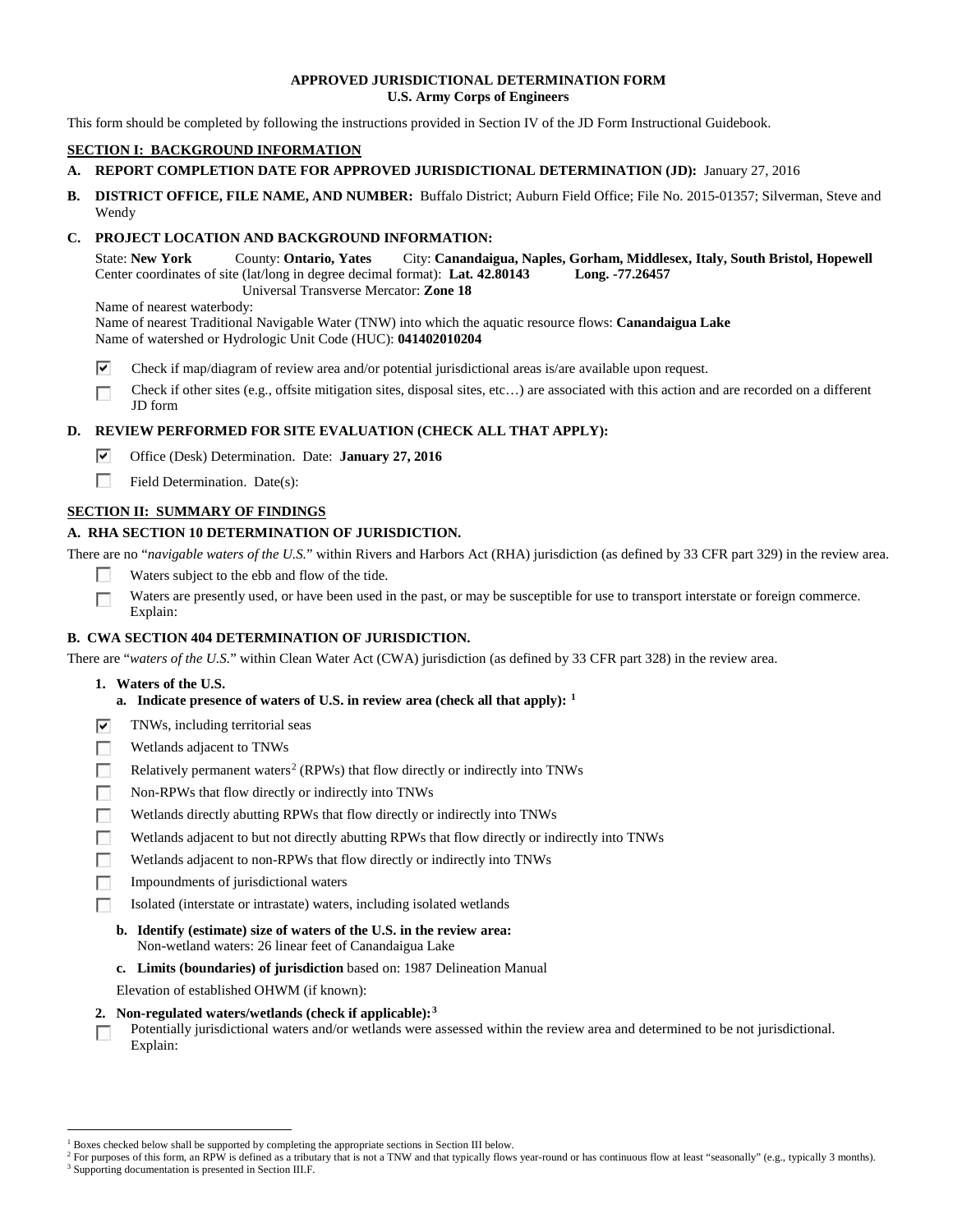# APPROVED JURISDICTIONAL DETERMINATION FORM
## U.S. Army Corps of Engineers

This form should be completed by following the instructions provided in Section IV of the JD Form Instructional Guidebook.

## SECTION I: BACKGROUND INFORMATION

**A. REPORT COMPLETION DATE FOR APPROVED JURISDICTIONAL DETERMINATION (JD):** January 27, 2016

**B. DISTRICT OFFICE, FILE NAME, AND NUMBER:** Buffalo District; Auburn Field Office; File No. 2015-01357; Silverman, Steve and Wendy

**C. PROJECT LOCATION AND BACKGROUND INFORMATION:**

State: **New York** County: **Ontario, Yates** City: **Canandaigua, Naples, Gorham, Middlesex, Italy, South Bristol, Hopewell**
Center coordinates of site (lat/long in degree decimal format): **Lat. 42.80143** **Long. -77.26457**
Universal Transverse Mercator: **Zone 18**
Name of nearest waterbody:
Name of nearest Traditional Navigable Water (TNW) into which the aquatic resource flows: **Canandaigua Lake**
Name of watershed or Hydrologic Unit Code (HUC): **041402010204**

- [x] Check if map/diagram of review area and/or potential jurisdictional areas is/are available upon request.
- [ ] Check if other sites (e.g., offsite mitigation sites, disposal sites, etc…) are associated with this action and are recorded on a different JD form

**D. REVIEW PERFORMED FOR SITE EVALUATION (CHECK ALL THAT APPLY):**

- [x] Office (Desk) Determination. Date: **January 27, 2016**
- [ ] Field Determination. Date(s):

## SECTION II: SUMMARY OF FINDINGS

**A. RHA SECTION 10 DETERMINATION OF JURISDICTION.**

There are no "*navigable waters of the U.S.*" within Rivers and Harbors Act (RHA) jurisdiction (as defined by 33 CFR part 329) in the review area.

- [ ] Waters subject to the ebb and flow of the tide.
- [ ] Waters are presently used, or have been used in the past, or may be susceptible for use to transport interstate or foreign commerce. Explain:

**B. CWA SECTION 404 DETERMINATION OF JURISDICTION.**

There are "*waters of the U.S.*" within Clean Water Act (CWA) jurisdiction (as defined by 33 CFR part 328) in the review area.

**1. Waters of the U.S.**

**a. Indicate presence of waters of U.S. in review area (check all that apply):** [1]

- [x] TNWs, including territorial seas
- [ ] Wetlands adjacent to TNWs
- [ ] Relatively permanent waters[2] (RPWs) that flow directly or indirectly into TNWs
- [ ] Non-RPWs that flow directly or indirectly into TNWs
- [ ] Wetlands directly abutting RPWs that flow directly or indirectly into TNWs
- [ ] Wetlands adjacent to but not directly abutting RPWs that flow directly or indirectly into TNWs
- [ ] Wetlands adjacent to non-RPWs that flow directly or indirectly into TNWs
- [ ] Impoundments of jurisdictional waters
- [ ] Isolated (interstate or intrastate) waters, including isolated wetlands

**b. Identify (estimate) size of waters of the U.S. in the review area:**
Non-wetland waters: 26 linear feet of Canandaigua Lake

**c. Limits (boundaries) of jurisdiction** based on: 1987 Delineation Manual

Elevation of established OHWM (if known):

**2. Non-regulated waters/wetlands (check if applicable):**[3]

- [ ] Potentially jurisdictional waters and/or wetlands were assessed within the review area and determined to be not jurisdictional. Explain:

---

[1] Boxes checked below shall be supported by completing the appropriate sections in Section III below.
[2] For purposes of this form, an RPW is defined as a tributary that is not a TNW and that typically flows year-round or has continuous flow at least "seasonally" (e.g., typically 3 months).
[3] Supporting documentation is presented in Section III.F.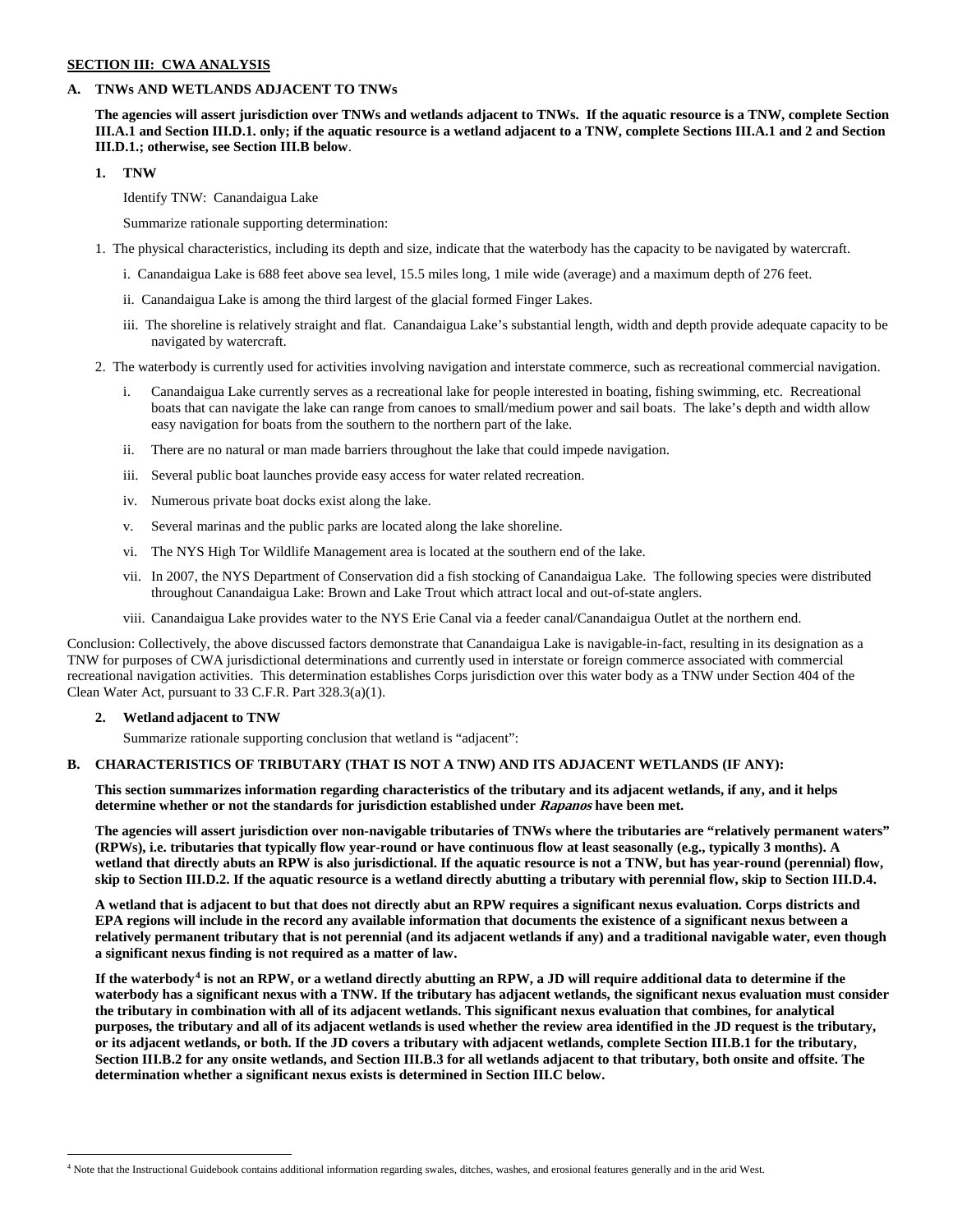**SECTION III: CWA ANALYSIS**

**A. TNWs AND WETLANDS ADJACENT TO TNWs**

**The agencies will assert jurisdiction over TNWs and wetlands adjacent to TNWs. If the aquatic resource is a TNW, complete Section III.A.1 and Section III.D.1. only; if the aquatic resource is a wetland adjacent to a TNW, complete Sections III.A.1 and 2 and Section III.D.1.; otherwise, see Section III.B below**.

**1. TNW**

Identify TNW: Canandaigua Lake

Summarize rationale supporting determination:

1. The physical characteristics, including its depth and size, indicate that the waterbody has the capacity to be navigated by watercraft.

   i. Canandaigua Lake is 688 feet above sea level, 15.5 miles long, 1 mile wide (average) and a maximum depth of 276 feet.

   ii. Canandaigua Lake is among the third largest of the glacial formed Finger Lakes.

   iii. The shoreline is relatively straight and flat. Canandaigua Lake's substantial length, width and depth provide adequate capacity to be navigated by watercraft.

2. The waterbody is currently used for activities involving navigation and interstate commerce, such as recreational commercial navigation.

   i. Canandaigua Lake currently serves as a recreational lake for people interested in boating, fishing swimming, etc. Recreational boats that can navigate the lake can range from canoes to small/medium power and sail boats. The lake's depth and width allow easy navigation for boats from the southern to the northern part of the lake.

   ii. There are no natural or man made barriers throughout the lake that could impede navigation.

   iii. Several public boat launches provide easy access for water related recreation.

   iv. Numerous private boat docks exist along the lake.

   v. Several marinas and the public parks are located along the lake shoreline.

   vi. The NYS High Tor Wildlife Management area is located at the southern end of the lake.

   vii. In 2007, the NYS Department of Conservation did a fish stocking of Canandaigua Lake. The following species were distributed throughout Canandaigua Lake: Brown and Lake Trout which attract local and out-of-state anglers.

   viii. Canandaigua Lake provides water to the NYS Erie Canal via a feeder canal/Canandaigua Outlet at the northern end.

Conclusion: Collectively, the above discussed factors demonstrate that Canandaigua Lake is navigable-in-fact, resulting in its designation as a TNW for purposes of CWA jurisdictional determinations and currently used in interstate or foreign commerce associated with commercial recreational navigation activities. This determination establishes Corps jurisdiction over this water body as a TNW under Section 404 of the Clean Water Act, pursuant to 33 C.F.R. Part 328.3(a)(1).

**2. Wetland adjacent to TNW**

Summarize rationale supporting conclusion that wetland is "adjacent":

**B. CHARACTERISTICS OF TRIBUTARY (THAT IS NOT A TNW) AND ITS ADJACENT WETLANDS (IF ANY):**

**This section summarizes information regarding characteristics of the tributary and its adjacent wetlands, if any, and it helps determine whether or not the standards for jurisdiction established under *Rapanos* have been met.**

**The agencies will assert jurisdiction over non-navigable tributaries of TNWs where the tributaries are "relatively permanent waters" (RPWs), i.e. tributaries that typically flow year-round or have continuous flow at least seasonally (e.g., typically 3 months). A wetland that directly abuts an RPW is also jurisdictional. If the aquatic resource is not a TNW, but has year-round (perennial) flow, skip to Section III.D.2. If the aquatic resource is a wetland directly abutting a tributary with perennial flow, skip to Section III.D.4.**

**A wetland that is adjacent to but that does not directly abut an RPW requires a significant nexus evaluation. Corps districts and EPA regions will include in the record any available information that documents the existence of a significant nexus between a relatively permanent tributary that is not perennial (and its adjacent wetlands if any) and a traditional navigable water, even though a significant nexus finding is not required as a matter of law.**

**If the waterbody[4] is not an RPW, or a wetland directly abutting an RPW, a JD will require additional data to determine if the waterbody has a significant nexus with a TNW. If the tributary has adjacent wetlands, the significant nexus evaluation must consider the tributary in combination with all of its adjacent wetlands. This significant nexus evaluation that combines, for analytical purposes, the tributary and all of its adjacent wetlands is used whether the review area identified in the JD request is the tributary, or its adjacent wetlands, or both. If the JD covers a tributary with adjacent wetlands, complete Section III.B.1 for the tributary, Section III.B.2 for any onsite wetlands, and Section III.B.3 for all wetlands adjacent to that tributary, both onsite and offsite. The determination whether a significant nexus exists is determined in Section III.C below.**

[4] Note that the Instructional Guidebook contains additional information regarding swales, ditches, washes, and erosional features generally and in the arid West.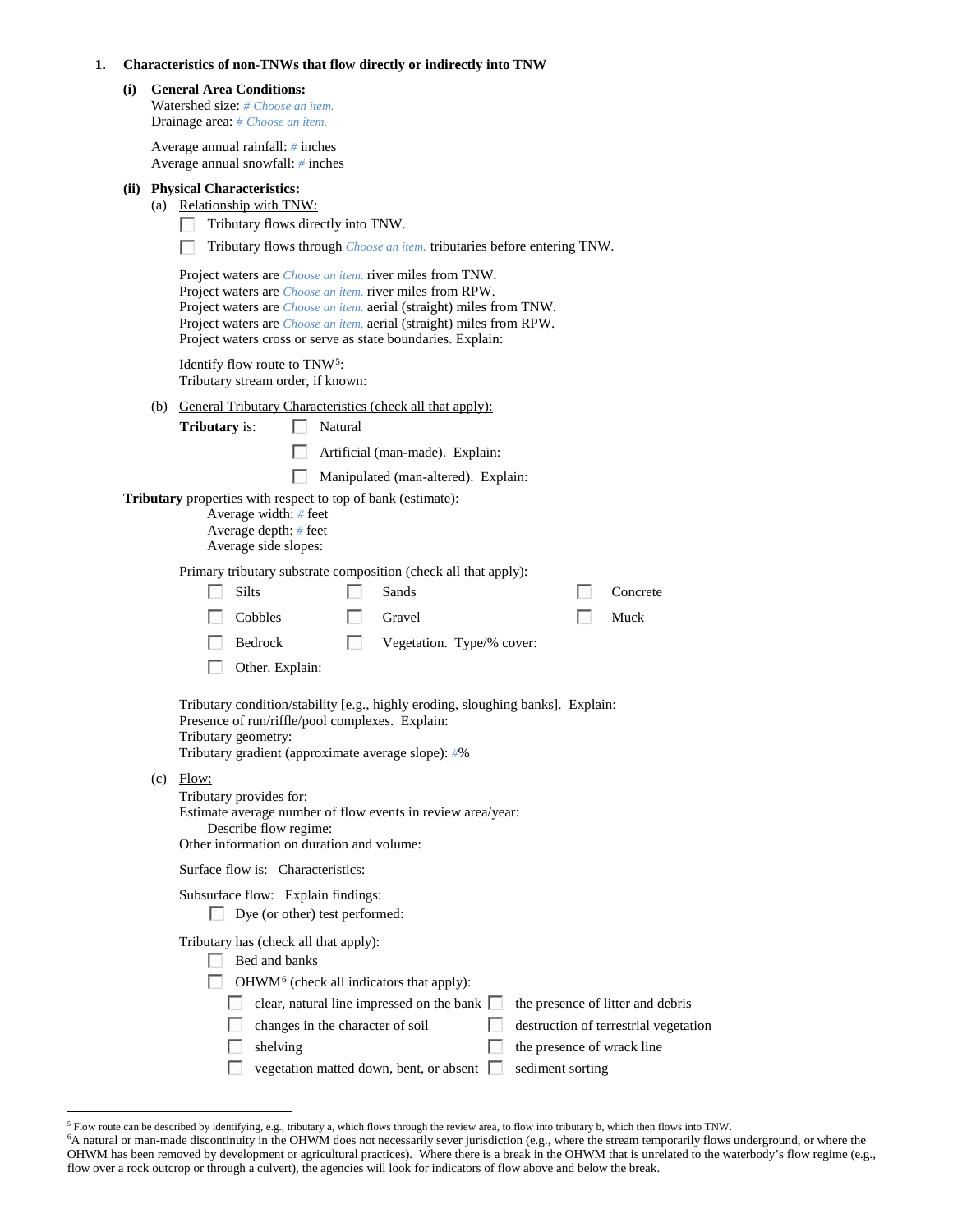**1. Characteristics of non-TNWs that flow directly or indirectly into TNW**

**(i) General Area Conditions:**

Watershed size: # Choose an item.
Drainage area: # Choose an item.

Average annual rainfall: # inches
Average annual snowfall: # inches

**(ii) Physical Characteristics:**

(a) Relationship with TNW:

- ☐ Tributary flows directly into TNW.
- ☐ Tributary flows through Choose an item. tributaries before entering TNW.

Project waters are Choose an item. river miles from TNW.
Project waters are Choose an item. river miles from RPW.
Project waters are Choose an item. aerial (straight) miles from TNW.
Project waters are Choose an item. aerial (straight) miles from RPW.
Project waters cross or serve as state boundaries. Explain:

Identify flow route to TNW[5]:
Tributary stream order, if known:

(b) General Tributary Characteristics (check all that apply):

**Tributary** is:
- ☐ Natural
- ☐ Artificial (man-made). Explain:
- ☐ Manipulated (man-altered). Explain:

**Tributary** properties with respect to top of bank (estimate):
Average width: # feet
Average depth: # feet
Average side slopes:

Primary tributary substrate composition (check all that apply):

- ☐ Silts
- ☐ Sands
- ☐ Concrete
- ☐ Cobbles
- ☐ Gravel
- ☐ Muck
- ☐ Bedrock
- ☐ Vegetation. Type/% cover:
- ☐ Other. Explain:

Tributary condition/stability [e.g., highly eroding, sloughing banks]. Explain:
Presence of run/riffle/pool complexes. Explain:
Tributary geometry:
Tributary gradient (approximate average slope): #%

(c) Flow:

Tributary provides for:
Estimate average number of flow events in review area/year:
Describe flow regime:
Other information on duration and volume:

Surface flow is: Characteristics:

Subsurface flow: Explain findings:
- ☐ Dye (or other) test performed:

Tributary has (check all that apply):
- ☐ Bed and banks
- ☐ OHWM[6] (check all indicators that apply):
  - ☐ clear, natural line impressed on the bank
  - ☐ the presence of litter and debris
  - ☐ changes in the character of soil
  - ☐ destruction of terrestrial vegetation
  - ☐ shelving
  - ☐ the presence of wrack line
  - ☐ vegetation matted down, bent, or absent
  - ☐ sediment sorting

---

[5] Flow route can be described by identifying, e.g., tributary a, which flows through the review area, to flow into tributary b, which then flows into TNW.

[6] A natural or man-made discontinuity in the OHWM does not necessarily sever jurisdiction (e.g., where the stream temporarily flows underground, or where the OHWM has been removed by development or agricultural practices). Where there is a break in the OHWM that is unrelated to the waterbody's flow regime (e.g., flow over a rock outcrop or through a culvert), the agencies will look for indicators of flow above and below the break.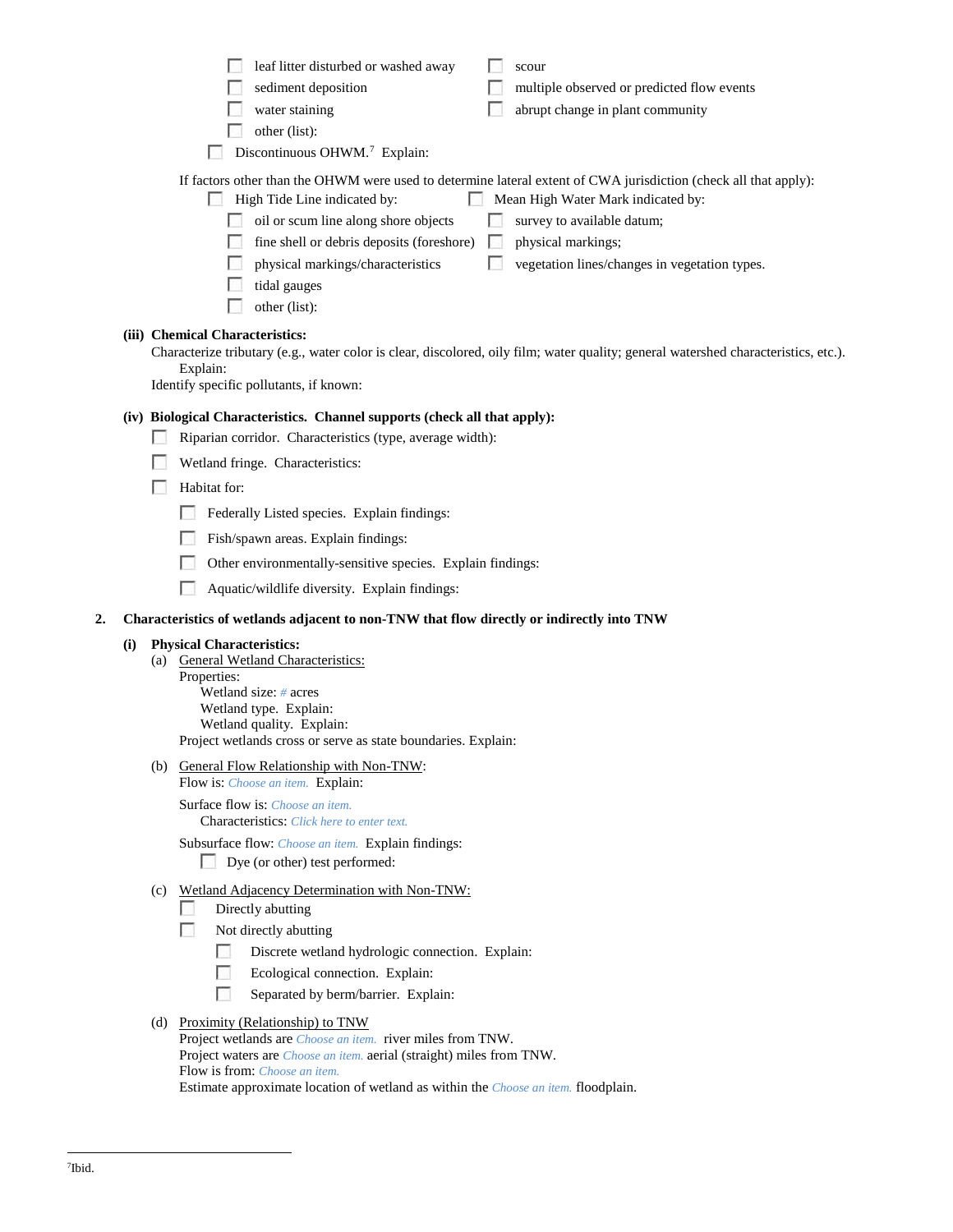- ☐ leaf litter disturbed or washed away
- ☐ sediment deposition
- ☐ water staining
- ☐ other (list):
- ☐ scour
- ☐ multiple observed or predicted flow events
- ☐ abrupt change in plant community

☐ Discontinuous OHWM.[7] Explain:

If factors other than the OHWM were used to determine lateral extent of CWA jurisdiction (check all that apply):

☐ High Tide Line indicated by:
- ☐ oil or scum line along shore objects
- ☐ fine shell or debris deposits (foreshore)
- ☐ physical markings/characteristics
- ☐ tidal gauges
- ☐ other (list):

☐ Mean High Water Mark indicated by:
- ☐ survey to available datum;
- ☐ physical markings;
- ☐ vegetation lines/changes in vegetation types.

**(iii) Chemical Characteristics:**

Characterize tributary (e.g., water color is clear, discolored, oily film; water quality; general watershed characteristics, etc.). Explain:

Identify specific pollutants, if known:

**(iv) Biological Characteristics. Channel supports (check all that apply):**

- ☐ Riparian corridor. Characteristics (type, average width):
- ☐ Wetland fringe. Characteristics:
- ☐ Habitat for:
  - ☐ Federally Listed species. Explain findings:
  - ☐ Fish/spawn areas. Explain findings:
  - ☐ Other environmentally-sensitive species. Explain findings:
  - ☐ Aquatic/wildlife diversity. Explain findings:

**2. Characteristics of wetlands adjacent to non-TNW that flow directly or indirectly into TNW**

**(i) Physical Characteristics:**

(a) General Wetland Characteristics:

Properties:

Wetland size: # acres

Wetland type. Explain:

Wetland quality. Explain:

Project wetlands cross or serve as state boundaries. Explain:

(b) General Flow Relationship with Non-TNW:

Flow is: *Choose an item.* Explain:

Surface flow is: *Choose an item.*

Characteristics: *Click here to enter text.*

Subsurface flow: *Choose an item.* Explain findings:

☐ Dye (or other) test performed:

(c) Wetland Adjacency Determination with Non-TNW:

- ☐ Directly abutting
- ☐ Not directly abutting
  - ☐ Discrete wetland hydrologic connection. Explain:
  - ☐ Ecological connection. Explain:
  - ☐ Separated by berm/barrier. Explain:

(d) Proximity (Relationship) to TNW

Project wetlands are *Choose an item.* river miles from TNW.

Project waters are *Choose an item.* aerial (straight) miles from TNW.

Flow is from: *Choose an item.*

Estimate approximate location of wetland as within the *Choose an item.* floodplain.

---

[7] Ibid.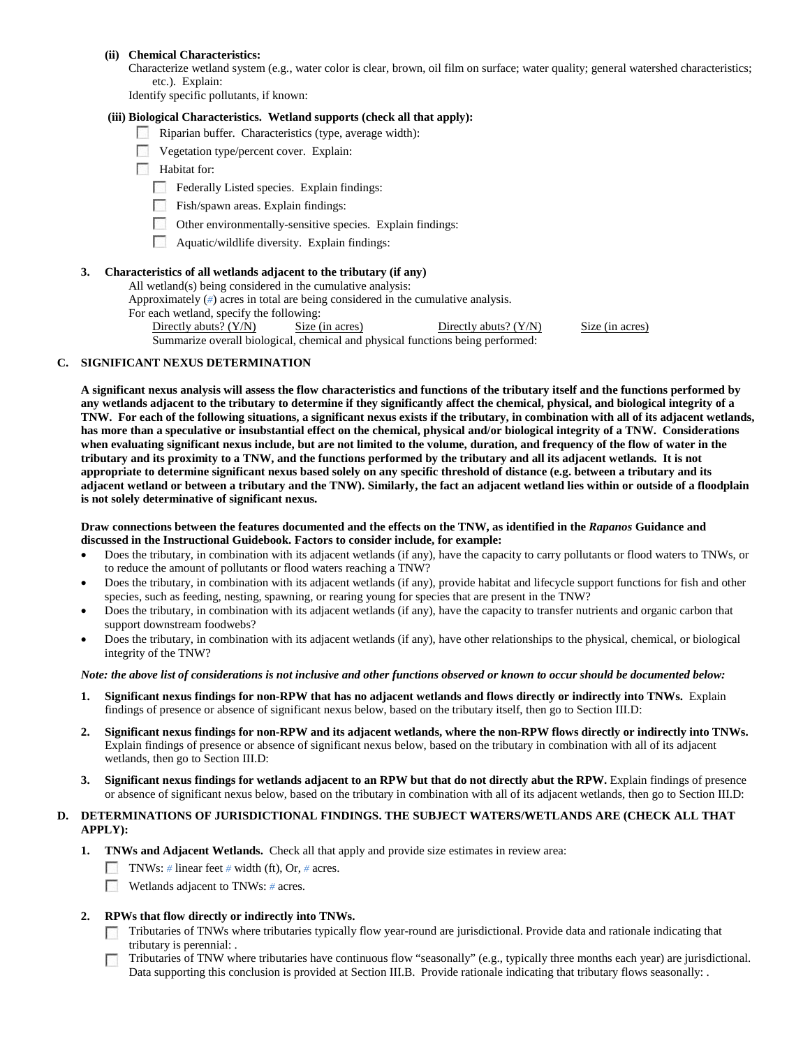**(ii) Chemical Characteristics:**

Characterize wetland system (e.g., water color is clear, brown, oil film on surface; water quality; general watershed characteristics; etc.). Explain:

Identify specific pollutants, if known:

**(iii) Biological Characteristics. Wetland supports (check all that apply):**

- ☐ Riparian buffer. Characteristics (type, average width):
- ☐ Vegetation type/percent cover. Explain:
- ☐ Habitat for:
  - ☐ Federally Listed species. Explain findings:
  - ☐ Fish/spawn areas. Explain findings:
  - ☐ Other environmentally-sensitive species. Explain findings:
  - ☐ Aquatic/wildlife diversity. Explain findings:

**3. Characteristics of all wetlands adjacent to the tributary (if any)**

All wetland(s) being considered in the cumulative analysis:

Approximately (#) acres in total are being considered in the cumulative analysis.

For each wetland, specify the following:

| Directly abuts? (Y/N) | Size (in acres) | Directly abuts? (Y/N) | Size (in acres) |
|---|---|---|---|

Summarize overall biological, chemical and physical functions being performed:

## C. SIGNIFICANT NEXUS DETERMINATION

**A significant nexus analysis will assess the flow characteristics and functions of the tributary itself and the functions performed by any wetlands adjacent to the tributary to determine if they significantly affect the chemical, physical, and biological integrity of a TNW. For each of the following situations, a significant nexus exists if the tributary, in combination with all of its adjacent wetlands, has more than a speculative or insubstantial effect on the chemical, physical and/or biological integrity of a TNW. Considerations when evaluating significant nexus include, but are not limited to the volume, duration, and frequency of the flow of water in the tributary and its proximity to a TNW, and the functions performed by the tributary and all its adjacent wetlands. It is not appropriate to determine significant nexus based solely on any specific threshold of distance (e.g. between a tributary and its adjacent wetland or between a tributary and the TNW). Similarly, the fact an adjacent wetland lies within or outside of a floodplain is not solely determinative of significant nexus.**

**Draw connections between the features documented and the effects on the TNW, as identified in the *Rapanos* Guidance and discussed in the Instructional Guidebook. Factors to consider include, for example:**

- Does the tributary, in combination with its adjacent wetlands (if any), have the capacity to carry pollutants or flood waters to TNWs, or to reduce the amount of pollutants or flood waters reaching a TNW?
- Does the tributary, in combination with its adjacent wetlands (if any), provide habitat and lifecycle support functions for fish and other species, such as feeding, nesting, spawning, or rearing young for species that are present in the TNW?
- Does the tributary, in combination with its adjacent wetlands (if any), have the capacity to transfer nutrients and organic carbon that support downstream foodwebs?
- Does the tributary, in combination with its adjacent wetlands (if any), have other relationships to the physical, chemical, or biological integrity of the TNW?

***Note: the above list of considerations is not inclusive and other functions observed or known to occur should be documented below:***

1. **Significant nexus findings for non-RPW that has no adjacent wetlands and flows directly or indirectly into TNWs.** Explain findings of presence or absence of significant nexus below, based on the tributary itself, then go to Section III.D:
2. **Significant nexus findings for non-RPW and its adjacent wetlands, where the non-RPW flows directly or indirectly into TNWs.** Explain findings of presence or absence of significant nexus below, based on the tributary in combination with all of its adjacent wetlands, then go to Section III.D:
3. **Significant nexus findings for wetlands adjacent to an RPW but that do not directly abut the RPW.** Explain findings of presence or absence of significant nexus below, based on the tributary in combination with all of its adjacent wetlands, then go to Section III.D:

## D. DETERMINATIONS OF JURISDICTIONAL FINDINGS. THE SUBJECT WATERS/WETLANDS ARE (CHECK ALL THAT APPLY):

**1. TNWs and Adjacent Wetlands.** Check all that apply and provide size estimates in review area:

- ☐ TNWs: # linear feet # width (ft), Or, # acres.
- ☐ Wetlands adjacent to TNWs: # acres.

**2. RPWs that flow directly or indirectly into TNWs.**

- ☐ Tributaries of TNWs where tributaries typically flow year-round are jurisdictional. Provide data and rationale indicating that tributary is perennial: .
- ☐ Tributaries of TNW where tributaries have continuous flow "seasonally" (e.g., typically three months each year) are jurisdictional. Data supporting this conclusion is provided at Section III.B. Provide rationale indicating that tributary flows seasonally: .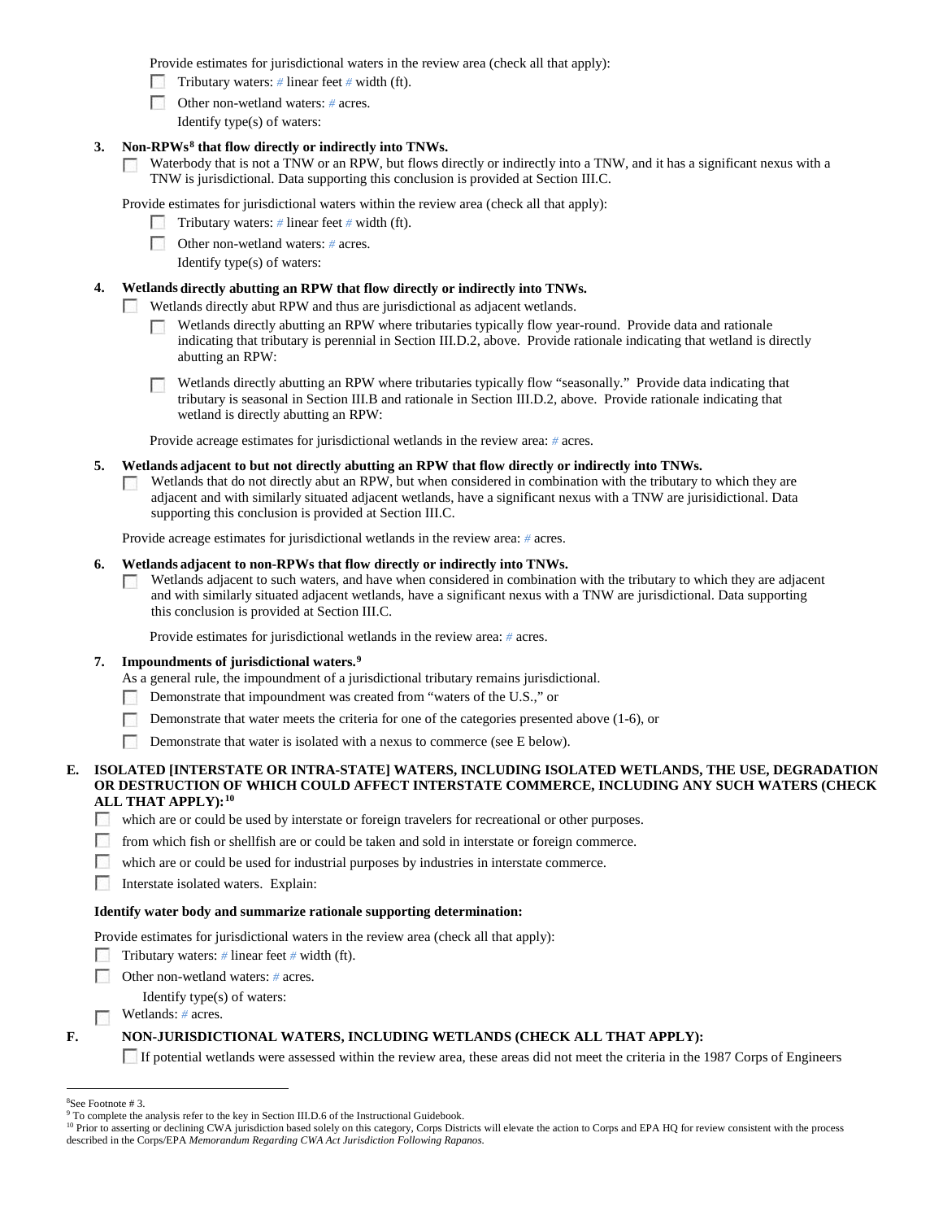Provide estimates for jurisdictional waters in the review area (check all that apply):

- ☐ Tributary waters: # linear feet # width (ft).
- ☐ Other non-wetland waters: # acres.
  Identify type(s) of waters:

**3. Non-RPWs[8] that flow directly or indirectly into TNWs.**

☐ Waterbody that is not a TNW or an RPW, but flows directly or indirectly into a TNW, and it has a significant nexus with a TNW is jurisdictional. Data supporting this conclusion is provided at Section III.C.

Provide estimates for jurisdictional waters within the review area (check all that apply):

- ☐ Tributary waters: # linear feet # width (ft).
- ☐ Other non-wetland waters: # acres.
  Identify type(s) of waters:

**4. Wetlands directly abutting an RPW that flow directly or indirectly into TNWs.**

☐ Wetlands directly abut RPW and thus are jurisdictional as adjacent wetlands.

- ☐ Wetlands directly abutting an RPW where tributaries typically flow year-round. Provide data and rationale indicating that tributary is perennial in Section III.D.2, above. Provide rationale indicating that wetland is directly abutting an RPW:
- ☐ Wetlands directly abutting an RPW where tributaries typically flow "seasonally." Provide data indicating that tributary is seasonal in Section III.B and rationale in Section III.D.2, above. Provide rationale indicating that wetland is directly abutting an RPW:

Provide acreage estimates for jurisdictional wetlands in the review area: # acres.

**5. Wetlands adjacent to but not directly abutting an RPW that flow directly or indirectly into TNWs.**

☐ Wetlands that do not directly abut an RPW, but when considered in combination with the tributary to which they are adjacent and with similarly situated adjacent wetlands, have a significant nexus with a TNW are jurisidictional. Data supporting this conclusion is provided at Section III.C.

Provide acreage estimates for jurisdictional wetlands in the review area: # acres.

**6. Wetlands adjacent to non-RPWs that flow directly or indirectly into TNWs.**

☐ Wetlands adjacent to such waters, and have when considered in combination with the tributary to which they are adjacent and with similarly situated adjacent wetlands, have a significant nexus with a TNW are jurisdictional. Data supporting this conclusion is provided at Section III.C.

Provide estimates for jurisdictional wetlands in the review area: # acres.

**7. Impoundments of jurisdictional waters.[9]**

As a general rule, the impoundment of a jurisdictional tributary remains jurisdictional.

- ☐ Demonstrate that impoundment was created from "waters of the U.S.," or
- ☐ Demonstrate that water meets the criteria for one of the categories presented above (1-6), or
- ☐ Demonstrate that water is isolated with a nexus to commerce (see E below).

**E. ISOLATED [INTERSTATE OR INTRA-STATE] WATERS, INCLUDING ISOLATED WETLANDS, THE USE, DEGRADATION OR DESTRUCTION OF WHICH COULD AFFECT INTERSTATE COMMERCE, INCLUDING ANY SUCH WATERS (CHECK ALL THAT APPLY):[10]**

- ☐ which are or could be used by interstate or foreign travelers for recreational or other purposes.
- ☐ from which fish or shellfish are or could be taken and sold in interstate or foreign commerce.
- ☐ which are or could be used for industrial purposes by industries in interstate commerce.
- ☐ Interstate isolated waters. Explain:

**Identify water body and summarize rationale supporting determination:**

Provide estimates for jurisdictional waters in the review area (check all that apply):

- ☐ Tributary waters: # linear feet # width (ft).
- ☐ Other non-wetland waters: # acres.
  Identify type(s) of waters:
- ☐ Wetlands: # acres.

**F. NON-JURISDICTIONAL WATERS, INCLUDING WETLANDS (CHECK ALL THAT APPLY):**

☐ If potential wetlands were assessed within the review area, these areas did not meet the criteria in the 1987 Corps of Engineers

---

[8] See Footnote # 3.
[9] To complete the analysis refer to the key in Section III.D.6 of the Instructional Guidebook.
[10] Prior to asserting or declining CWA jurisdiction based solely on this category, Corps Districts will elevate the action to Corps and EPA HQ for review consistent with the process described in the Corps/EPA *Memorandum Regarding CWA Act Jurisdiction Following Rapanos.*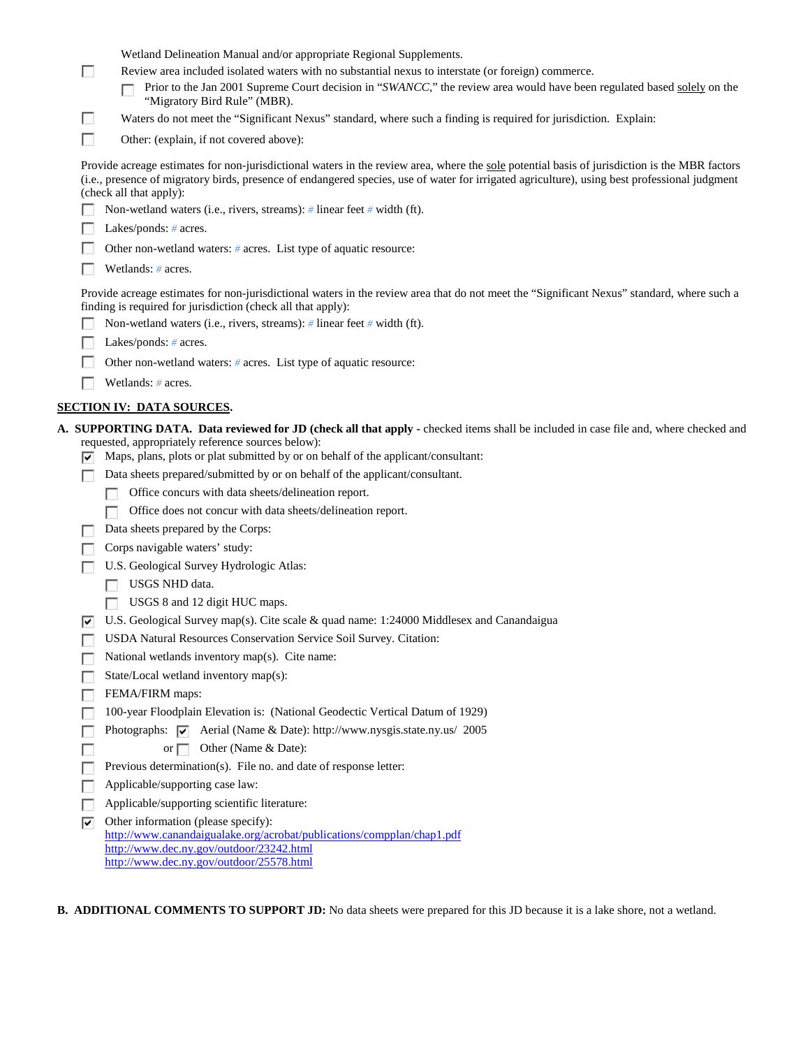Wetland Delineation Manual and/or appropriate Regional Supplements.

- [ ] Review area included isolated waters with no substantial nexus to interstate (or foreign) commerce.
  - [ ] Prior to the Jan 2001 Supreme Court decision in "*SWANCC*," the review area would have been regulated based solely on the "Migratory Bird Rule" (MBR).
- [ ] Waters do not meet the "Significant Nexus" standard, where such a finding is required for jurisdiction. Explain:
- [ ] Other: (explain, if not covered above):

Provide acreage estimates for non-jurisdictional waters in the review area, where the sole potential basis of jurisdiction is the MBR factors (i.e., presence of migratory birds, presence of endangered species, use of water for irrigated agriculture), using best professional judgment (check all that apply):

- [ ] Non-wetland waters (i.e., rivers, streams): # linear feet # width (ft).
- [ ] Lakes/ponds: # acres.
- [ ] Other non-wetland waters: # acres. List type of aquatic resource:
- [ ] Wetlands: # acres.

Provide acreage estimates for non-jurisdictional waters in the review area that do not meet the "Significant Nexus" standard, where such a finding is required for jurisdiction (check all that apply):

- [ ] Non-wetland waters (i.e., rivers, streams): # linear feet # width (ft).
- [ ] Lakes/ponds: # acres.
- [ ] Other non-wetland waters: # acres. List type of aquatic resource:
- [ ] Wetlands: # acres.

## SECTION IV: DATA SOURCES.

**A. SUPPORTING DATA. Data reviewed for JD (check all that apply** - checked items shall be included in case file and, where checked and requested, appropriately reference sources below):

- [x] Maps, plans, plots or plat submitted by or on behalf of the applicant/consultant:
- [ ] Data sheets prepared/submitted by or on behalf of the applicant/consultant.
  - [ ] Office concurs with data sheets/delineation report.
  - [ ] Office does not concur with data sheets/delineation report.
- [ ] Data sheets prepared by the Corps:
- [ ] Corps navigable waters' study:
- [ ] U.S. Geological Survey Hydrologic Atlas:
  - [ ] USGS NHD data.
  - [ ] USGS 8 and 12 digit HUC maps.
- [x] U.S. Geological Survey map(s). Cite scale & quad name: 1:24000 Middlesex and Canandaigua
- [ ] USDA Natural Resources Conservation Service Soil Survey. Citation:
- [ ] National wetlands inventory map(s). Cite name:
- [ ] State/Local wetland inventory map(s):
- [ ] FEMA/FIRM maps:
- [ ] 100-year Floodplain Elevation is: (National Geodectic Vertical Datum of 1929)
- [ ] Photographs: [x] Aerial (Name & Date): http://www.nysgis.state.ny.us/ 2005
- [ ] or [ ] Other (Name & Date):
- [ ] Previous determination(s). File no. and date of response letter:
- [ ] Applicable/supporting case law:
- [ ] Applicable/supporting scientific literature:
- [x] Other information (please specify):
  http://www.canandaigualake.org/acrobat/publications/compplan/chap1.pdf
  http://www.dec.ny.gov/outdoor/23242.html
  http://www.dec.ny.gov/outdoor/25578.html

**B. ADDITIONAL COMMENTS TO SUPPORT JD:** No data sheets were prepared for this JD because it is a lake shore, not a wetland.